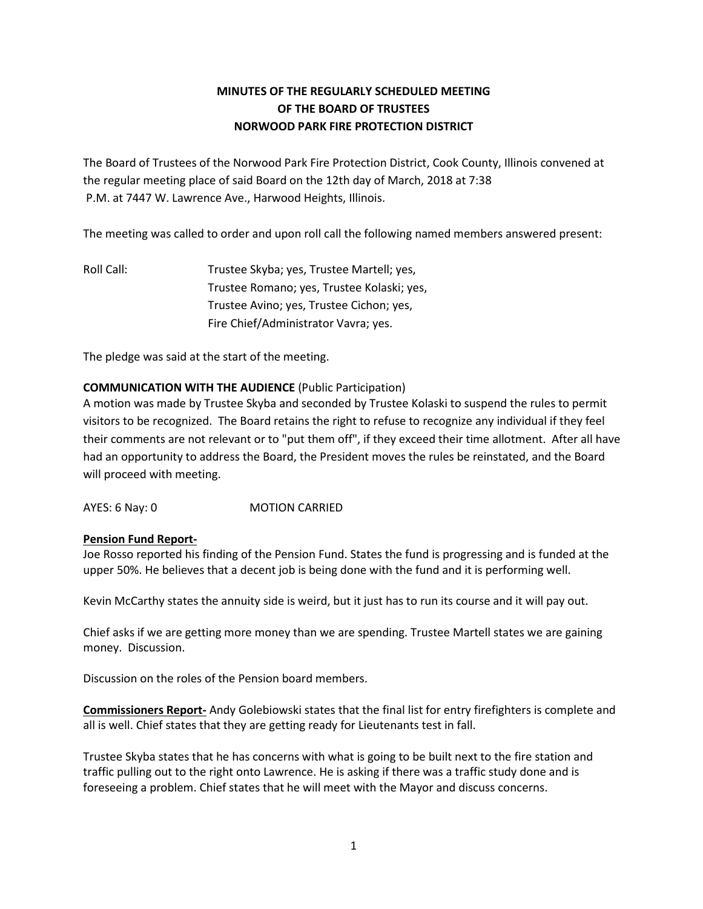**MINUTES OF THE REGULARLY SCHEDULED MEETING**
**OF THE BOARD OF TRUSTEES**
**NORWOOD PARK FIRE PROTECTION DISTRICT**

The Board of Trustees of the Norwood Park Fire Protection District, Cook County, Illinois convened at the regular meeting place of said Board on the 12th day of March, 2018 at 7:38 P.M. at 7447 W. Lawrence Ave., Harwood Heights, Illinois.

The meeting was called to order and upon roll call the following named members answered present:

Roll Call: Trustee Skyba; yes, Trustee Martell; yes,
Trustee Romano; yes, Trustee Kolaski; yes,
Trustee Avino; yes, Trustee Cichon; yes,
Fire Chief/Administrator Vavra; yes.

The pledge was said at the start of the meeting.

**COMMUNICATION WITH THE AUDIENCE** (Public Participation)
A motion was made by Trustee Skyba and seconded by Trustee Kolaski to suspend the rules to permit visitors to be recognized. The Board retains the right to refuse to recognize any individual if they feel their comments are not relevant or to "put them off", if they exceed their time allotment. After all have had an opportunity to address the Board, the President moves the rules be reinstated, and the Board will proceed with meeting.

AYES: 6 Nay: 0 MOTION CARRIED

**Pension Fund Report-**
Joe Rosso reported his finding of the Pension Fund. States the fund is progressing and is funded at the upper 50%. He believes that a decent job is being done with the fund and it is performing well.

Kevin McCarthy states the annuity side is weird, but it just has to run its course and it will pay out.

Chief asks if we are getting more money than we are spending. Trustee Martell states we are gaining money. Discussion.

Discussion on the roles of the Pension board members.

**Commissioners Report-** Andy Golebiowski states that the final list for entry firefighters is complete and all is well. Chief states that they are getting ready for Lieutenants test in fall.

Trustee Skyba states that he has concerns with what is going to be built next to the fire station and traffic pulling out to the right onto Lawrence. He is asking if there was a traffic study done and is foreseeing a problem. Chief states that he will meet with the Mayor and discuss concerns.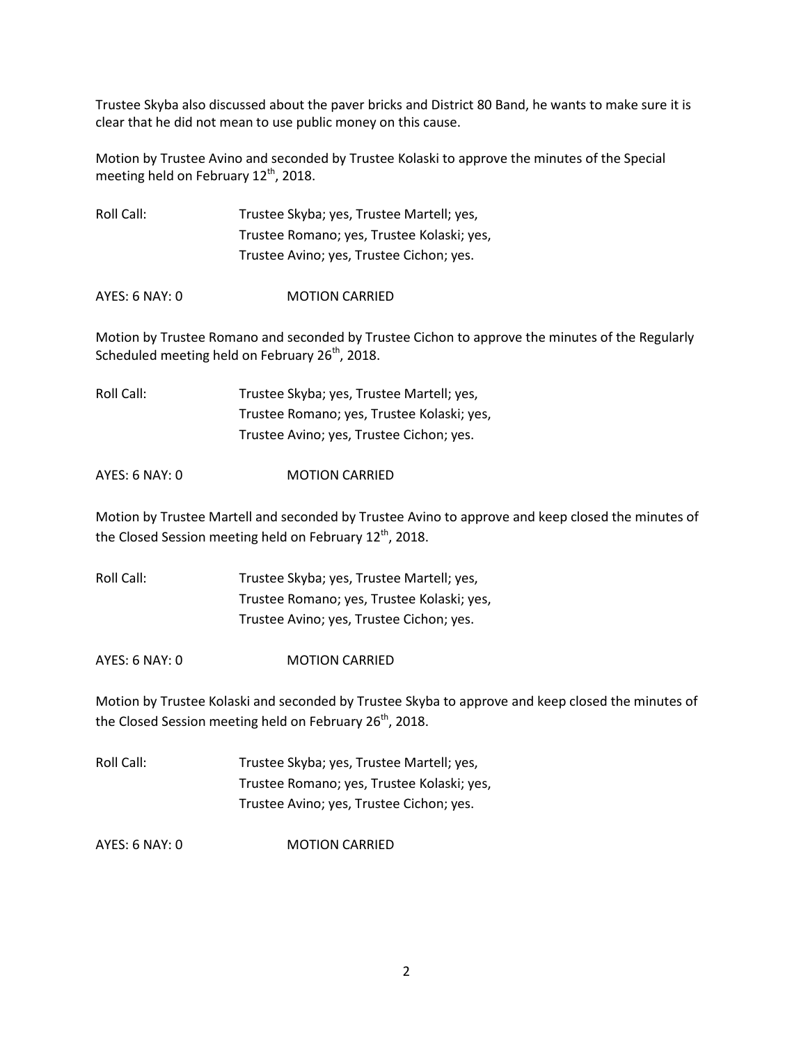Trustee Skyba also discussed about the paver bricks and District 80 Band, he wants to make sure it is clear that he did not mean to use public money on this cause.

Motion by Trustee Avino and seconded by Trustee Kolaski to approve the minutes of the Special meeting held on February 12th, 2018.

Roll Call: Trustee Skyba; yes, Trustee Martell; yes,
Trustee Romano; yes, Trustee Kolaski; yes,
Trustee Avino; yes, Trustee Cichon; yes.

AYES: 6 NAY: 0 MOTION CARRIED

Motion by Trustee Romano and seconded by Trustee Cichon to approve the minutes of the Regularly Scheduled meeting held on February 26th, 2018.

Roll Call: Trustee Skyba; yes, Trustee Martell; yes,
Trustee Romano; yes, Trustee Kolaski; yes,
Trustee Avino; yes, Trustee Cichon; yes.

AYES: 6 NAY: 0 MOTION CARRIED

Motion by Trustee Martell and seconded by Trustee Avino to approve and keep closed the minutes of the Closed Session meeting held on February 12th, 2018.

Roll Call: Trustee Skyba; yes, Trustee Martell; yes,
Trustee Romano; yes, Trustee Kolaski; yes,
Trustee Avino; yes, Trustee Cichon; yes.

AYES: 6 NAY: 0 MOTION CARRIED

Motion by Trustee Kolaski and seconded by Trustee Skyba to approve and keep closed the minutes of the Closed Session meeting held on February 26th, 2018.

Roll Call: Trustee Skyba; yes, Trustee Martell; yes,
Trustee Romano; yes, Trustee Kolaski; yes,
Trustee Avino; yes, Trustee Cichon; yes.

AYES: 6 NAY: 0 MOTION CARRIED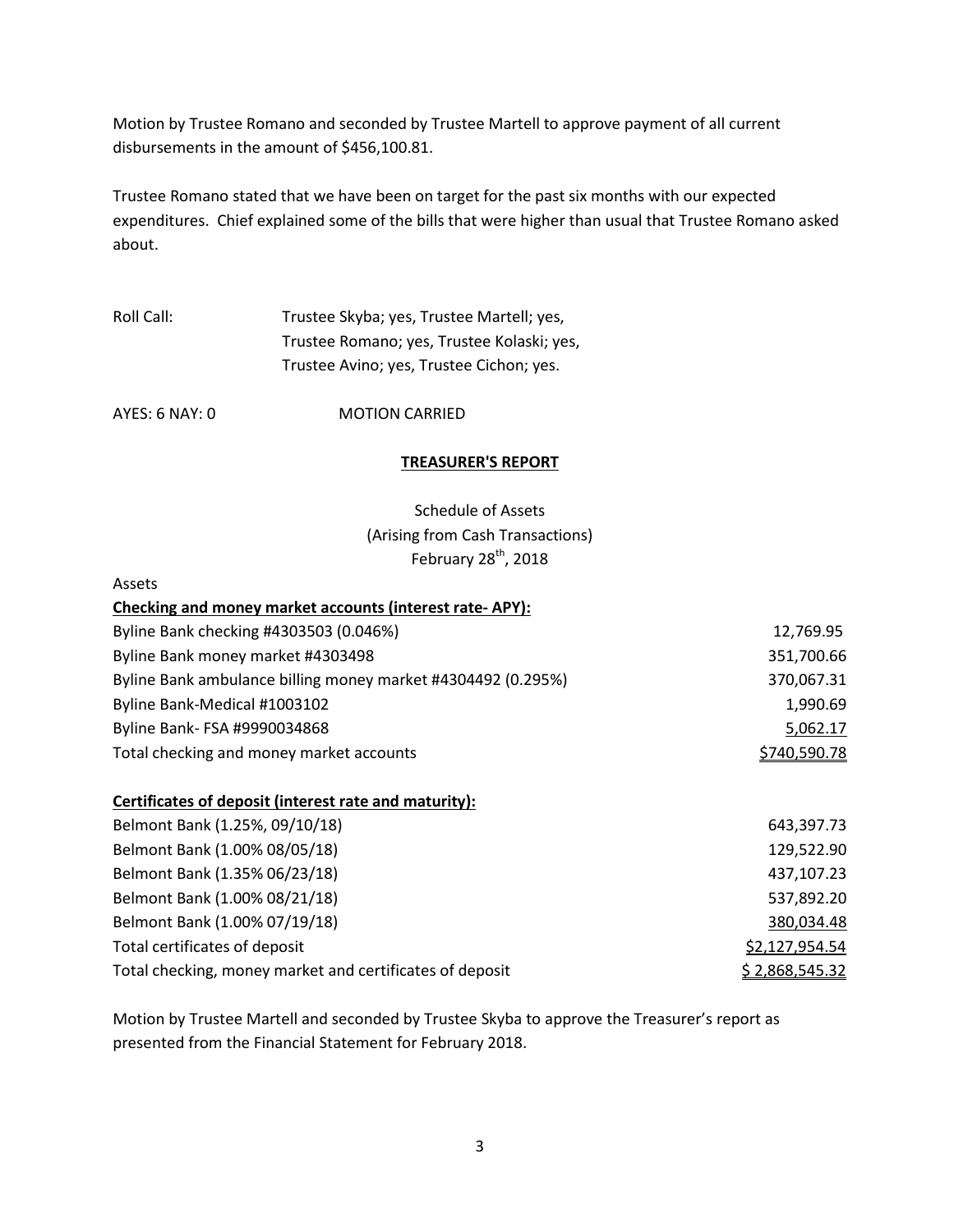Motion by Trustee Romano and seconded by Trustee Martell to approve payment of all current disbursements in the amount of $456,100.81.

Trustee Romano stated that we have been on target for the past six months with our expected expenditures. Chief explained some of the bills that were higher than usual that Trustee Romano asked about.

Roll Call: Trustee Skyba; yes, Trustee Martell; yes,
Trustee Romano; yes, Trustee Kolaski; yes,
Trustee Avino; yes, Trustee Cichon; yes.

AYES: 6 NAY: 0 MOTION CARRIED

## TREASURER'S REPORT

Schedule of Assets
(Arising from Cash Transactions)
February 28th, 2018

Assets

| **Checking and money market accounts (interest rate- APY):** | |
|---|---|
| Byline Bank checking #4303503 (0.046%) | 12,769.95 |
| Byline Bank money market #4303498 | 351,700.66 |
| Byline Bank ambulance billing money market #4304492 (0.295%) | 370,067.31 |
| Byline Bank-Medical #1003102 | 1,990.69 |
| Byline Bank- FSA #9990034868 | 5,062.17 |
| Total checking and money market accounts | $740,590.78 |
| | |
| **Certificates of deposit (interest rate and maturity):** | |
| Belmont Bank (1.25%, 09/10/18) | 643,397.73 |
| Belmont Bank (1.00% 08/05/18) | 129,522.90 |
| Belmont Bank (1.35% 06/23/18) | 437,107.23 |
| Belmont Bank (1.00% 08/21/18) | 537,892.20 |
| Belmont Bank (1.00% 07/19/18) | 380,034.48 |
| Total certificates of deposit | $2,127,954.54 |
| Total checking, money market and certificates of deposit | $ 2,868,545.32 |

Motion by Trustee Martell and seconded by Trustee Skyba to approve the Treasurer's report as presented from the Financial Statement for February 2018.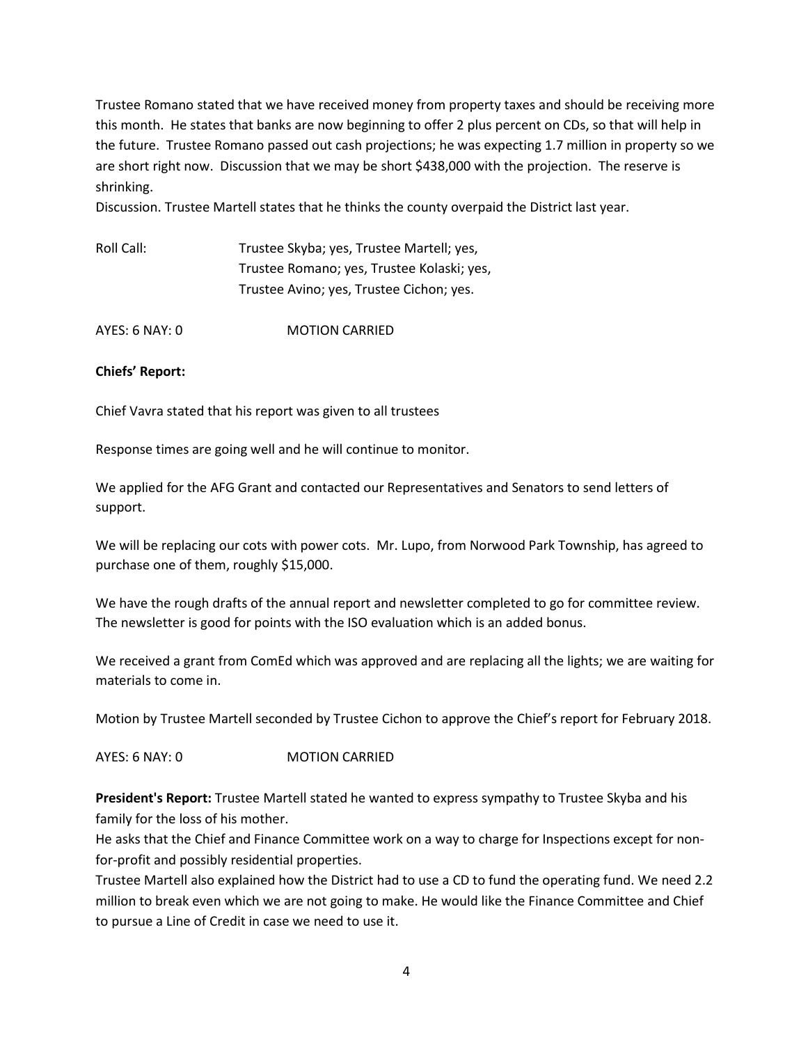Trustee Romano stated that we have received money from property taxes and should be receiving more this month. He states that banks are now beginning to offer 2 plus percent on CDs, so that will help in the future. Trustee Romano passed out cash projections; he was expecting 1.7 million in property so we are short right now. Discussion that we may be short $438,000 with the projection. The reserve is shrinking.

Discussion. Trustee Martell states that he thinks the county overpaid the District last year.

Roll Call: Trustee Skyba; yes, Trustee Martell; yes,
Trustee Romano; yes, Trustee Kolaski; yes,
Trustee Avino; yes, Trustee Cichon; yes.

AYES: 6 NAY: 0 MOTION CARRIED

**Chiefs' Report:**

Chief Vavra stated that his report was given to all trustees

Response times are going well and he will continue to monitor.

We applied for the AFG Grant and contacted our Representatives and Senators to send letters of support.

We will be replacing our cots with power cots. Mr. Lupo, from Norwood Park Township, has agreed to purchase one of them, roughly $15,000.

We have the rough drafts of the annual report and newsletter completed to go for committee review. The newsletter is good for points with the ISO evaluation which is an added bonus.

We received a grant from ComEd which was approved and are replacing all the lights; we are waiting for materials to come in.

Motion by Trustee Martell seconded by Trustee Cichon to approve the Chief's report for February 2018.

AYES: 6 NAY: 0 MOTION CARRIED

**President's Report:** Trustee Martell stated he wanted to express sympathy to Trustee Skyba and his family for the loss of his mother.

He asks that the Chief and Finance Committee work on a way to charge for Inspections except for non-for-profit and possibly residential properties.

Trustee Martell also explained how the District had to use a CD to fund the operating fund. We need 2.2 million to break even which we are not going to make. He would like the Finance Committee and Chief to pursue a Line of Credit in case we need to use it.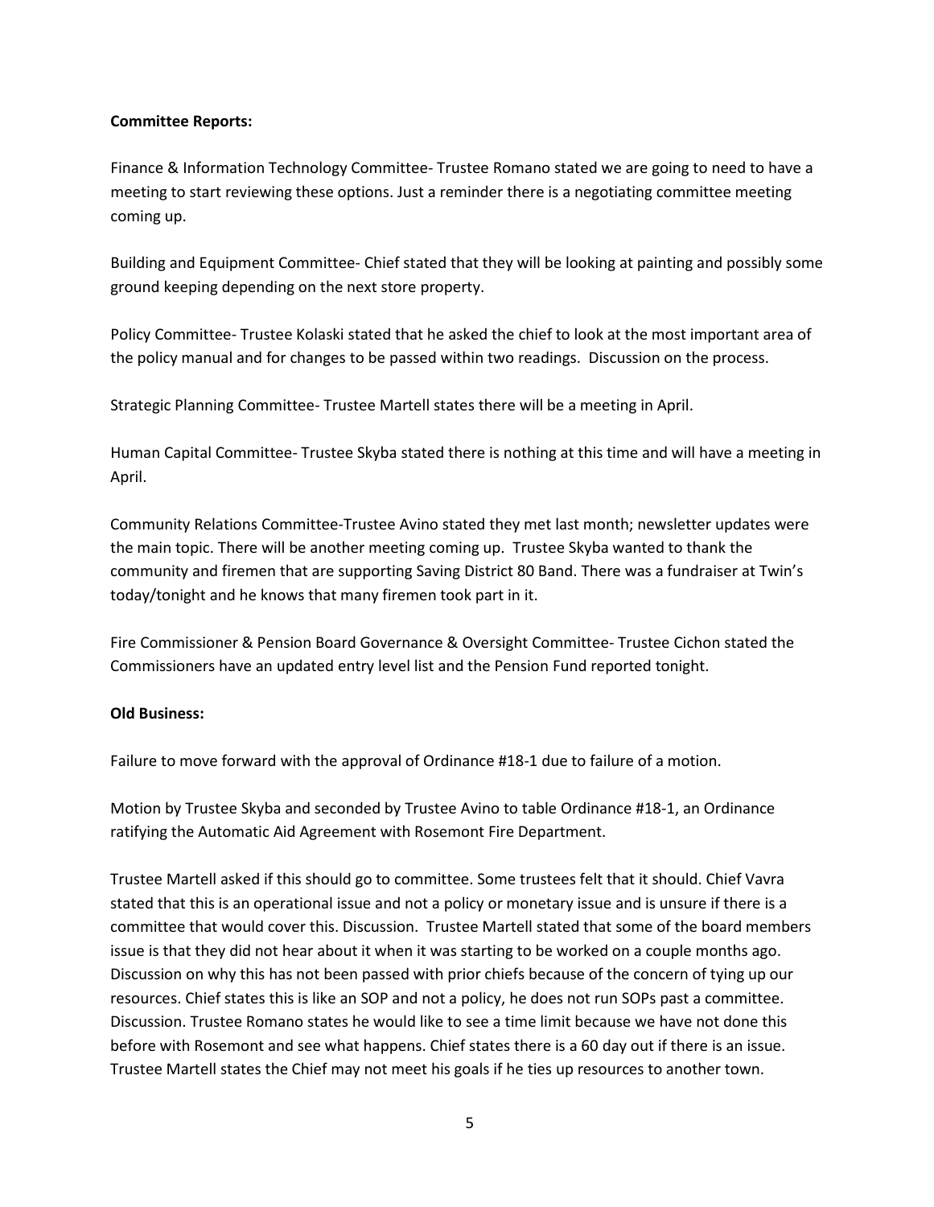**Committee Reports:**

Finance & Information Technology Committee- Trustee Romano stated we are going to need to have a meeting to start reviewing these options. Just a reminder there is a negotiating committee meeting coming up.

Building and Equipment Committee- Chief stated that they will be looking at painting and possibly some ground keeping depending on the next store property.

Policy Committee- Trustee Kolaski stated that he asked the chief to look at the most important area of the policy manual and for changes to be passed within two readings. Discussion on the process.

Strategic Planning Committee- Trustee Martell states there will be a meeting in April.

Human Capital Committee- Trustee Skyba stated there is nothing at this time and will have a meeting in April.

Community Relations Committee-Trustee Avino stated they met last month; newsletter updates were the main topic. There will be another meeting coming up. Trustee Skyba wanted to thank the community and firemen that are supporting Saving District 80 Band. There was a fundraiser at Twin's today/tonight and he knows that many firemen took part in it.

Fire Commissioner & Pension Board Governance & Oversight Committee- Trustee Cichon stated the Commissioners have an updated entry level list and the Pension Fund reported tonight.

**Old Business:**

Failure to move forward with the approval of Ordinance #18-1 due to failure of a motion.

Motion by Trustee Skyba and seconded by Trustee Avino to table Ordinance #18-1, an Ordinance ratifying the Automatic Aid Agreement with Rosemont Fire Department.

Trustee Martell asked if this should go to committee. Some trustees felt that it should. Chief Vavra stated that this is an operational issue and not a policy or monetary issue and is unsure if there is a committee that would cover this. Discussion. Trustee Martell stated that some of the board members issue is that they did not hear about it when it was starting to be worked on a couple months ago. Discussion on why this has not been passed with prior chiefs because of the concern of tying up our resources. Chief states this is like an SOP and not a policy, he does not run SOPs past a committee. Discussion. Trustee Romano states he would like to see a time limit because we have not done this before with Rosemont and see what happens. Chief states there is a 60 day out if there is an issue. Trustee Martell states the Chief may not meet his goals if he ties up resources to another town.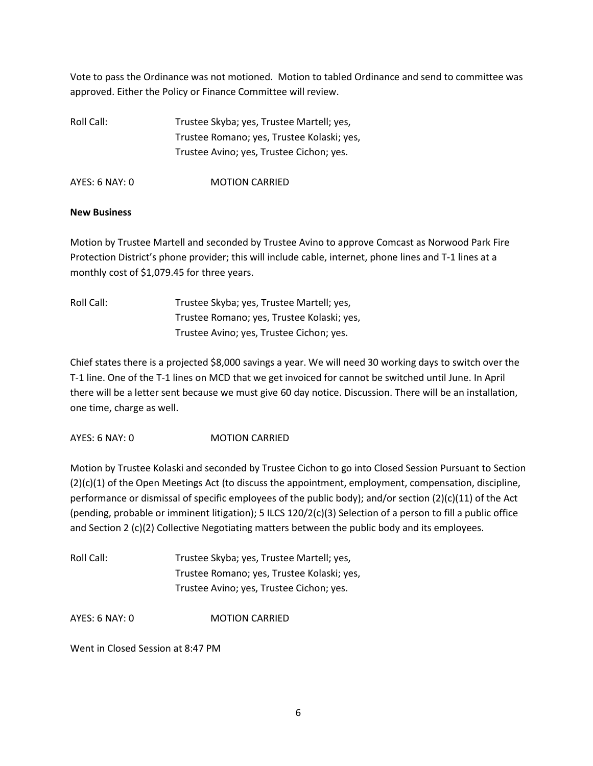Vote to pass the Ordinance was not motioned. Motion to tabled Ordinance and send to committee was approved. Either the Policy or Finance Committee will review.

Roll Call: Trustee Skyba; yes, Trustee Martell; yes, Trustee Romano; yes, Trustee Kolaski; yes, Trustee Avino; yes, Trustee Cichon; yes.

AYES: 6 NAY: 0 MOTION CARRIED

**New Business**

Motion by Trustee Martell and seconded by Trustee Avino to approve Comcast as Norwood Park Fire Protection District's phone provider; this will include cable, internet, phone lines and T-1 lines at a monthly cost of $1,079.45 for three years.

Roll Call: Trustee Skyba; yes, Trustee Martell; yes, Trustee Romano; yes, Trustee Kolaski; yes, Trustee Avino; yes, Trustee Cichon; yes.

Chief states there is a projected $8,000 savings a year. We will need 30 working days to switch over the T-1 line. One of the T-1 lines on MCD that we get invoiced for cannot be switched until June. In April there will be a letter sent because we must give 60 day notice. Discussion. There will be an installation, one time, charge as well.

AYES: 6 NAY: 0 MOTION CARRIED

Motion by Trustee Kolaski and seconded by Trustee Cichon to go into Closed Session Pursuant to Section (2)(c)(1) of the Open Meetings Act (to discuss the appointment, employment, compensation, discipline, performance or dismissal of specific employees of the public body); and/or section (2)(c)(11) of the Act (pending, probable or imminent litigation); 5 ILCS 120/2(c)(3) Selection of a person to fill a public office and Section 2 (c)(2) Collective Negotiating matters between the public body and its employees.

Roll Call: Trustee Skyba; yes, Trustee Martell; yes, Trustee Romano; yes, Trustee Kolaski; yes, Trustee Avino; yes, Trustee Cichon; yes.

AYES: 6 NAY: 0 MOTION CARRIED

Went in Closed Session at 8:47 PM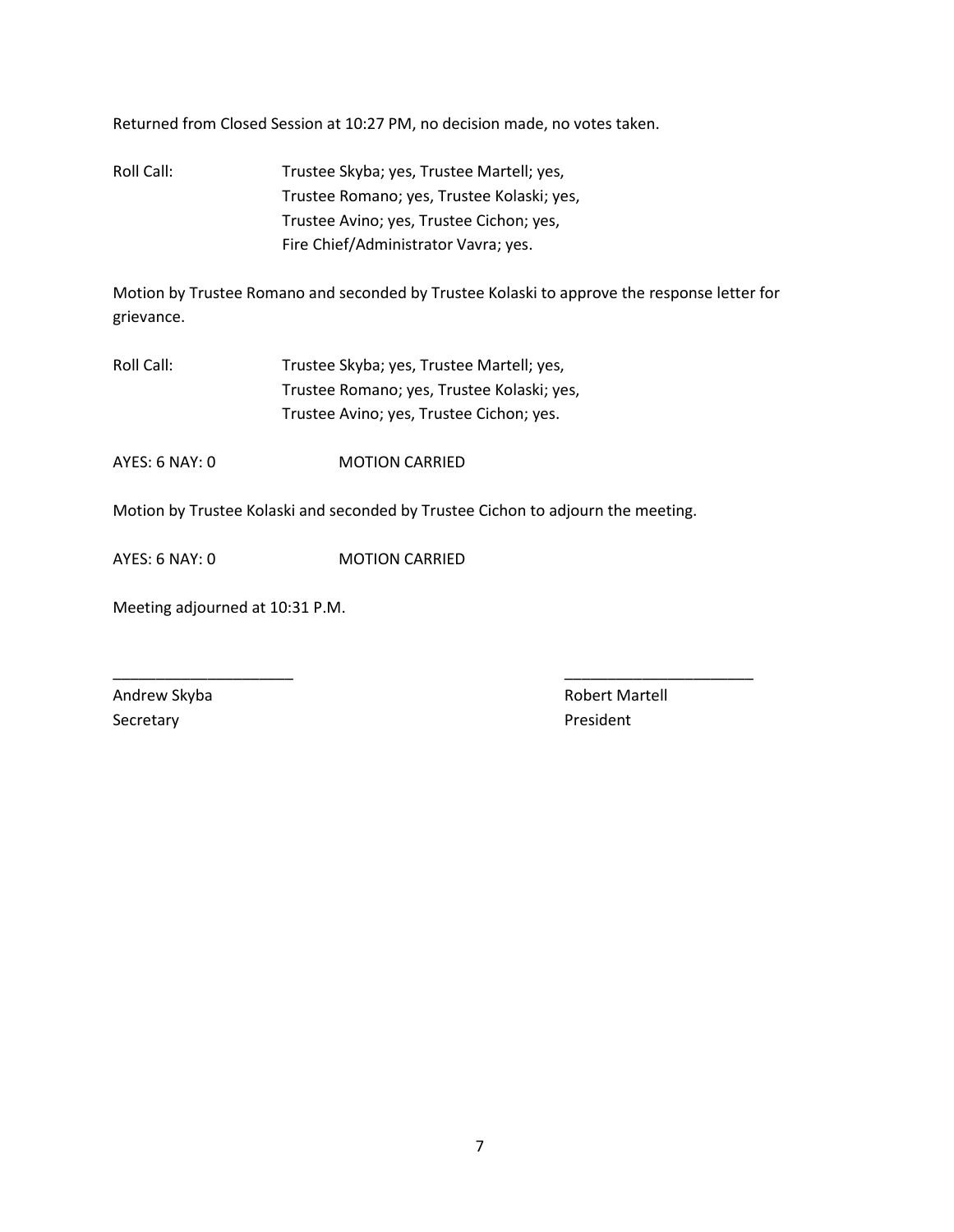Returned from Closed Session at 10:27 PM, no decision made, no votes taken.

Roll Call: Trustee Skyba; yes, Trustee Martell; yes,
Trustee Romano; yes, Trustee Kolaski; yes,
Trustee Avino; yes, Trustee Cichon; yes,
Fire Chief/Administrator Vavra; yes.

Motion by Trustee Romano and seconded by Trustee Kolaski to approve the response letter for grievance.

Roll Call: Trustee Skyba; yes, Trustee Martell; yes,
Trustee Romano; yes, Trustee Kolaski; yes,
Trustee Avino; yes, Trustee Cichon; yes.

AYES: 6 NAY: 0 MOTION CARRIED

Motion by Trustee Kolaski and seconded by Trustee Cichon to adjourn the meeting.

AYES: 6 NAY: 0 MOTION CARRIED

Meeting adjourned at 10:31 P.M.

_____________________ _____________________

Andrew Skyba
Secretary

Robert Martell
President